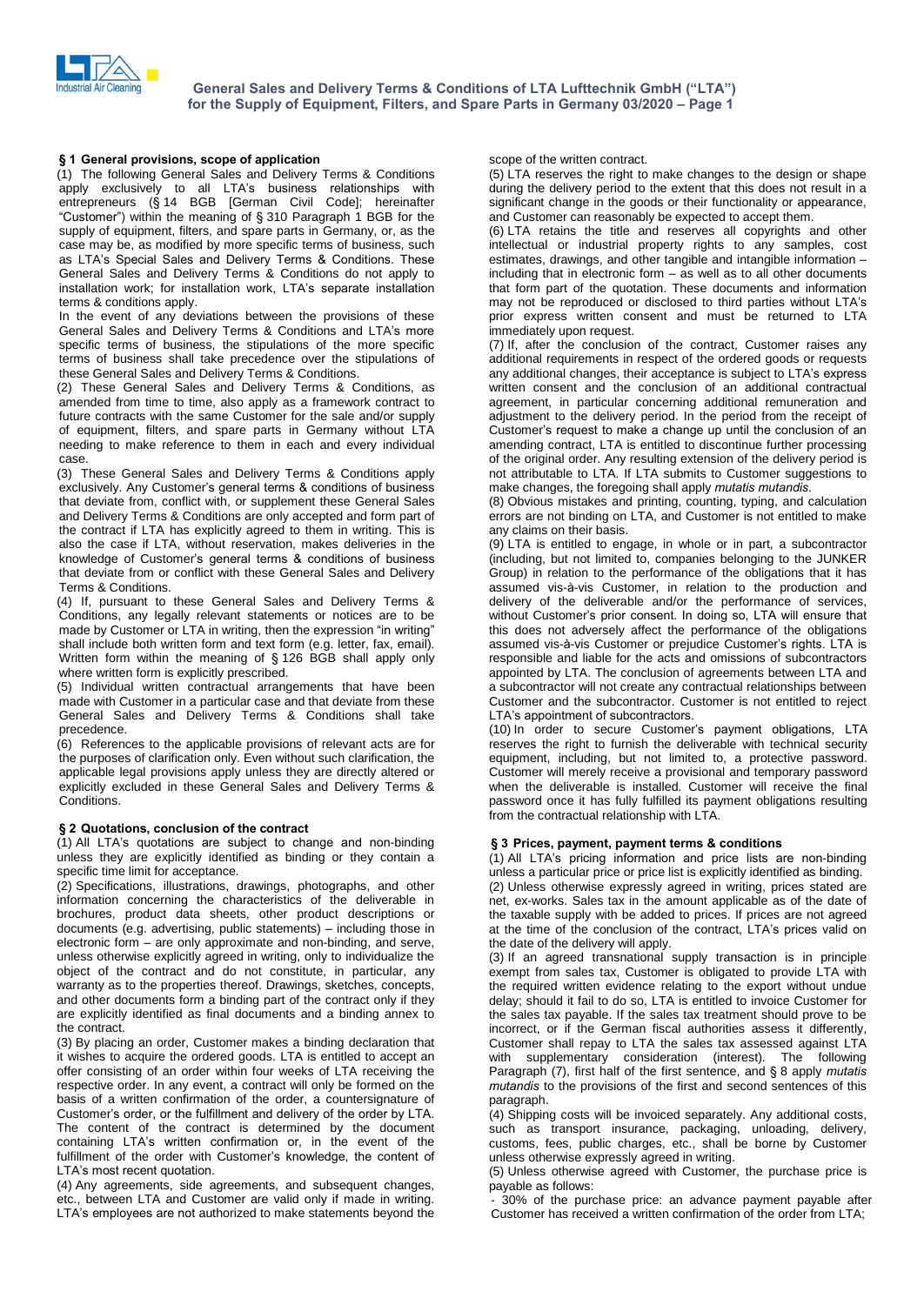# General Sales and Delivery Terms & Conditions of LTA Lufttechnik GmbH ("LTA") for the Supply of Equipment, Filters, and Spare Parts in Germany 03/2020

## § 1 General provisions, scope of application

(1) The following General Sales and Delivery Terms & Conditions apply exclusively to all LTA's business relationships with entrepreneurs (§ 14 BGB [German Civil Code]; hereinafter "Customer") within the meaning of § 310 Paragraph 1 BGB for the supply of equipment, filters, and spare parts in Germany, or, as the case may be, as modified by more specific terms of business, such as LTA's Special Sales and Delivery Terms & Conditions. These General Sales and Delivery Terms & Conditions do not apply to installation work; for installation work, LTA's separate installation terms & conditions apply.

In the event of any deviations between the provisions of these General Sales and Delivery Terms & Conditions and LTA's more specific terms of business, the stipulations of the more specific terms of business shall take precedence over the stipulations of these General Sales and Delivery Terms & Conditions.

(2) These General Sales and Delivery Terms & Conditions, as amended from time to time, also apply as a framework contract to future contracts with the same Customer for the sale and/or supply of equipment, filters, and spare parts in Germany without LTA needing to make reference to them in each and every individual case.

(3) These General Sales and Delivery Terms & Conditions apply exclusively. Any Customer's general terms & conditions of business that deviate from, conflict with, or supplement these General Sales and Delivery Terms & Conditions are only accepted and form part of the contract if LTA has explicitly agreed to them in writing. This is also the case if LTA, without reservation, makes deliveries in the knowledge of Customer's general terms & conditions of business that deviate from or conflict with these General Sales and Delivery Terms & Conditions.

(4) If, pursuant to these General Sales and Delivery Terms & Conditions, any legally relevant statements or notices are to be made by Customer or LTA in writing, then the expression "in writing" shall include both written form and text form (e.g. letter, fax, email). Written form within the meaning of § 126 BGB shall apply only where written form is explicitly prescribed.

(5) Individual written contractual arrangements that have been made with Customer in a particular case and that deviate from these General Sales and Delivery Terms & Conditions shall take precedence.

(6) References to the applicable provisions of relevant acts are for the purposes of clarification only. Even without such clarification, the applicable legal provisions apply unless they are directly altered or explicitly excluded in these General Sales and Delivery Terms & Conditions.

## § 2 Quotations, conclusion of the contract

(1) All LTA's quotations are subject to change and non-binding unless they are explicitly identified as binding or they contain a specific time limit for acceptance.

(2) Specifications, illustrations, drawings, photographs, and other information concerning the characteristics of the deliverable in brochures, product data sheets, other product descriptions or documents (e.g. advertising, public statements) – including those in electronic form – are only approximate and non-binding, and serve, unless otherwise explicitly agreed in writing, only to individualize the object of the contract and do not constitute, in particular, any warranty as to the properties thereof. Drawings, sketches, concepts, and other documents form a binding part of the contract only if they are explicitly identified as final documents and a binding annex to the contract.

(3) By placing an order, Customer makes a binding declaration that it wishes to acquire the ordered goods. LTA is entitled to accept an offer consisting of an order within four weeks of LTA receiving the respective order. In any event, a contract will only be formed on the basis of a written confirmation of the order, a countersignature of Customer's order, or the fulfillment and delivery of the order by LTA. The content of the contract is determined by the document containing LTA's written confirmation or, in the event of the fulfillment of the order with Customer's knowledge, the content of LTA's most recent quotation.

(4) Any agreements, side agreements, and subsequent changes, etc., between LTA and Customer are valid only if made in writing. LTA's employees are not authorized to make statements beyond the scope of the written contract.

(5) LTA reserves the right to make changes to the design or shape during the delivery period to the extent that this does not result in a significant change in the goods or their functionality or appearance, and Customer can reasonably be expected to accept them.

(6) LTA retains the title and reserves all copyrights and other intellectual or industrial property rights to any samples, cost estimates, drawings, and other tangible and intangible information – including that in electronic form – as well as to all other documents that form part of the quotation. These documents and information may not be reproduced or disclosed to third parties without LTA's prior express written consent and must be returned to LTA immediately upon request.

(7) If, after the conclusion of the contract, Customer raises any additional requirements in respect of the ordered goods or requests any additional changes, their acceptance is subject to LTA's express written consent and the conclusion of an additional contractual agreement, in particular concerning additional remuneration and adjustment to the delivery period. In the period from the receipt of Customer's request to make a change up until the conclusion of an amending contract, LTA is entitled to discontinue further processing of the original order. Any resulting extension of the delivery period is not attributable to LTA. If LTA submits to Customer suggestions to make changes, the foregoing shall apply *mutatis mutandis*.

(8) Obvious mistakes and printing, counting, typing, and calculation errors are not binding on LTA, and Customer is not entitled to make any claims on their basis.

(9) LTA is entitled to engage, in whole or in part, a subcontractor (including, but not limited to, companies belonging to the JUNKER Group) in relation to the performance of the obligations that it has assumed vis-à-vis Customer, in relation to the production and delivery of the deliverable and/or the performance of services, without Customer's prior consent. In doing so, LTA will ensure that this does not adversely affect the performance of the obligations assumed vis-à-vis Customer or prejudice Customer's rights. LTA is responsible and liable for the acts and omissions of subcontractors appointed by LTA. The conclusion of agreements between LTA and a subcontractor will not create any contractual relationships between Customer and the subcontractor. Customer is not entitled to reject LTA's appointment of subcontractors.

(10) In order to secure Customer's payment obligations, LTA reserves the right to furnish the deliverable with technical security equipment, including, but not limited to, a protective password. Customer will merely receive a provisional and temporary password when the deliverable is installed. Customer will receive the final password once it has fully fulfilled its payment obligations resulting from the contractual relationship with LTA.

## § 3 Prices, payment, payment terms & conditions

(1) All LTA's pricing information and price lists are non-binding unless a particular price or price list is explicitly identified as binding.

(2) Unless otherwise expressly agreed in writing, prices stated are net, ex-works. Sales tax in the amount applicable as of the date of the taxable supply with be added to prices. If prices are not agreed at the time of the conclusion of the contract, LTA's prices valid on the date of the delivery will apply.

(3) If an agreed transnational supply transaction is in principle exempt from sales tax, Customer is obligated to provide LTA with the required written evidence relating to the export without undue delay; should it fail to do so, LTA is entitled to invoice Customer for the sales tax payable. If the sales tax treatment should prove to be incorrect, or if the German fiscal authorities assess it differently, Customer shall repay to LTA the sales tax assessed against LTA with supplementary consideration (interest). The following Paragraph (7), first half of the first sentence, and § 8 apply *mutatis mutandis* to the provisions of the first and second sentences of this paragraph.

(4) Shipping costs will be invoiced separately. Any additional costs, such as transport insurance, packaging, unloading, delivery, customs, fees, public charges, etc., shall be borne by Customer unless otherwise expressly agreed in writing.

(5) Unless otherwise agreed with Customer, the purchase price is payable as follows:

- 30% of the purchase price: an advance payment payable after Customer has received a written confirmation of the order from LTA;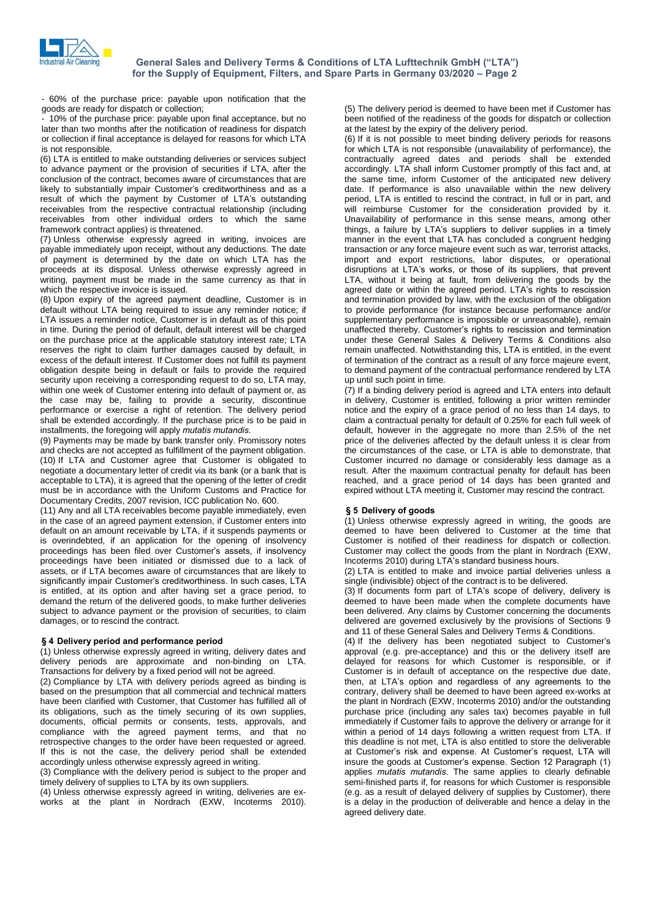- 60% of the purchase price: payable upon notification that the goods are ready for dispatch or collection;

- 10% of the purchase price: payable upon final acceptance, but no later than two months after the notification of readiness for dispatch or collection if final acceptance is delayed for reasons for which LTA is not responsible.

(6) LTA is entitled to make outstanding deliveries or services subject to advance payment or the provision of securities if LTA, after the conclusion of the contract, becomes aware of circumstances that are likely to substantially impair Customer's creditworthiness and as a result of which the payment by Customer of LTA's outstanding receivables from the respective contractual relationship (including receivables from other individual orders to which the same framework contract applies) is threatened.

(7) Unless otherwise expressly agreed in writing, invoices are payable immediately upon receipt, without any deductions. The date of payment is determined by the date on which LTA has the proceeds at its disposal. Unless otherwise expressly agreed in writing, payment must be made in the same currency as that in which the respective invoice is issued.

(8) Upon expiry of the agreed payment deadline, Customer is in default without LTA being required to issue any reminder notice; if LTA issues a reminder notice, Customer is in default as of this point in time. During the period of default, default interest will be charged on the purchase price at the applicable statutory interest rate; LTA reserves the right to claim further damages caused by default, in excess of the default interest. If Customer does not fulfill its payment obligation despite being in default or fails to provide the required security upon receiving a corresponding request to do so, LTA may, within one week of Customer entering into default of payment or, as the case may be, failing to provide a security, discontinue performance or exercise a right of retention. The delivery period shall be extended accordingly. If the purchase price is to be paid in installments, the foregoing will apply *mutatis mutandis*.

(9) Payments may be made by bank transfer only. Promissory notes and checks are not accepted as fulfillment of the payment obligation.

(10) If LTA and Customer agree that Customer is obligated to negotiate a documentary letter of credit via its bank (or a bank that is acceptable to LTA), it is agreed that the opening of the letter of credit must be in accordance with the Uniform Customs and Practice for Documentary Credits, 2007 revision, ICC publication No. 600.

(11) Any and all LTA receivables become payable immediately, even in the case of an agreed payment extension, if Customer enters into default on an amount receivable by LTA, if it suspends payments or is overindebted, if an application for the opening of insolvency proceedings has been filed over Customer's assets, if insolvency proceedings have been initiated or dismissed due to a lack of assets, or if LTA becomes aware of circumstances that are likely to significantly impair Customer's creditworthiness. In such cases, LTA is entitled, at its option and after having set a grace period, to demand the return of the delivered goods, to make further deliveries subject to advance payment or the provision of securities, to claim damages, or to rescind the contract.

### § 4 Delivery period and performance period

(1) Unless otherwise expressly agreed in writing, delivery dates and delivery periods are approximate and non-binding on LTA. Transactions for delivery by a fixed period will not be agreed.

(2) Compliance by LTA with delivery periods agreed as binding is based on the presumption that all commercial and technical matters have been clarified with Customer, that Customer has fulfilled all of its obligations, such as the timely securing of its own supplies, documents, official permits or consents, tests, approvals, and compliance with the agreed payment terms, and that no retrospective changes to the order have been requested or agreed. If this is not the case, the delivery period shall be extended accordingly unless otherwise expressly agreed in writing.

(3) Compliance with the delivery period is subject to the proper and timely delivery of supplies to LTA by its own suppliers.

(4) Unless otherwise expressly agreed in writing, deliveries are ex-works at the plant in Nordrach (EXW, Incoterms 2010).

(5) The delivery period is deemed to have been met if Customer has been notified of the readiness of the goods for dispatch or collection at the latest by the expiry of the delivery period.

(6) If it is not possible to meet binding delivery periods for reasons for which LTA is not responsible (unavailability of performance), the contractually agreed dates and periods shall be extended accordingly. LTA shall inform Customer promptly of this fact and, at the same time, inform Customer of the anticipated new delivery date. If performance is also unavailable within the new delivery period, LTA is entitled to rescind the contract, in full or in part, and will reimburse Customer for the consideration provided by it. Unavailability of performance in this sense means, among other things, a failure by LTA's suppliers to deliver supplies in a timely manner in the event that LTA has concluded a congruent hedging transaction or any force majeure event such as war, terrorist attacks, import and export restrictions, labor disputes, or operational disruptions at LTA's works, or those of its suppliers, that prevent LTA, without it being at fault, from delivering the goods by the agreed date or within the agreed period. LTA's rights to rescission and termination provided by law, with the exclusion of the obligation to provide performance (for instance because performance and/or supplementary performance is impossible or unreasonable), remain unaffected thereby. Customer's rights to rescission and termination under these General Sales & Delivery Terms & Conditions also remain unaffected. Notwithstanding this, LTA is entitled, in the event of termination of the contract as a result of any force majeure event, to demand payment of the contractual performance rendered by LTA up until such point in time.

(7) If a binding delivery period is agreed and LTA enters into default in delivery, Customer is entitled, following a prior written reminder notice and the expiry of a grace period of no less than 14 days, to claim a contractual penalty for default of 0.25% for each full week of default, however in the aggregate no more than 2.5% of the net price of the deliveries affected by the default unless it is clear from the circumstances of the case, or LTA is able to demonstrate, that Customer incurred no damage or considerably less damage as a result. After the maximum contractual penalty for default has been reached, and a grace period of 14 days has been granted and expired without LTA meeting it, Customer may rescind the contract.

### § 5 Delivery of goods

(1) Unless otherwise expressly agreed in writing, the goods are deemed to have been delivered to Customer at the time that Customer is notified of their readiness for dispatch or collection. Customer may collect the goods from the plant in Nordrach (EXW, Incoterms 2010) during LTA's standard business hours.

(2) LTA is entitled to make and invoice partial deliveries unless a single (indivisible) object of the contract is to be delivered.

(3) If documents form part of LTA's scope of delivery, delivery is deemed to have been made when the complete documents have been delivered. Any claims by Customer concerning the documents delivered are governed exclusively by the provisions of Sections 9 and 11 of these General Sales and Delivery Terms & Conditions.

(4) If the delivery has been negotiated subject to Customer's approval (e.g. pre-acceptance) and this or the delivery itself are delayed for reasons for which Customer is responsible, or if Customer is in default of acceptance on the respective due date, then, at LTA's option and regardless of any agreements to the contrary, delivery shall be deemed to have been agreed ex-works at the plant in Nordrach (EXW, Incoterms 2010) and/or the outstanding purchase price (including any sales tax) becomes payable in full immediately if Customer fails to approve the delivery or arrange for it within a period of 14 days following a written request from LTA. If this deadline is not met, LTA is also entitled to store the deliverable at Customer's risk and expense. At Customer's request, LTA will insure the goods at Customer's expense. Section 12 Paragraph (1) applies *mutatis mutandis*. The same applies to clearly definable semi-finished parts if, for reasons for which Customer is responsible (e.g. as a result of delayed delivery of supplies by Customer), there is a delay in the production of deliverable and hence a delay in the agreed delivery date.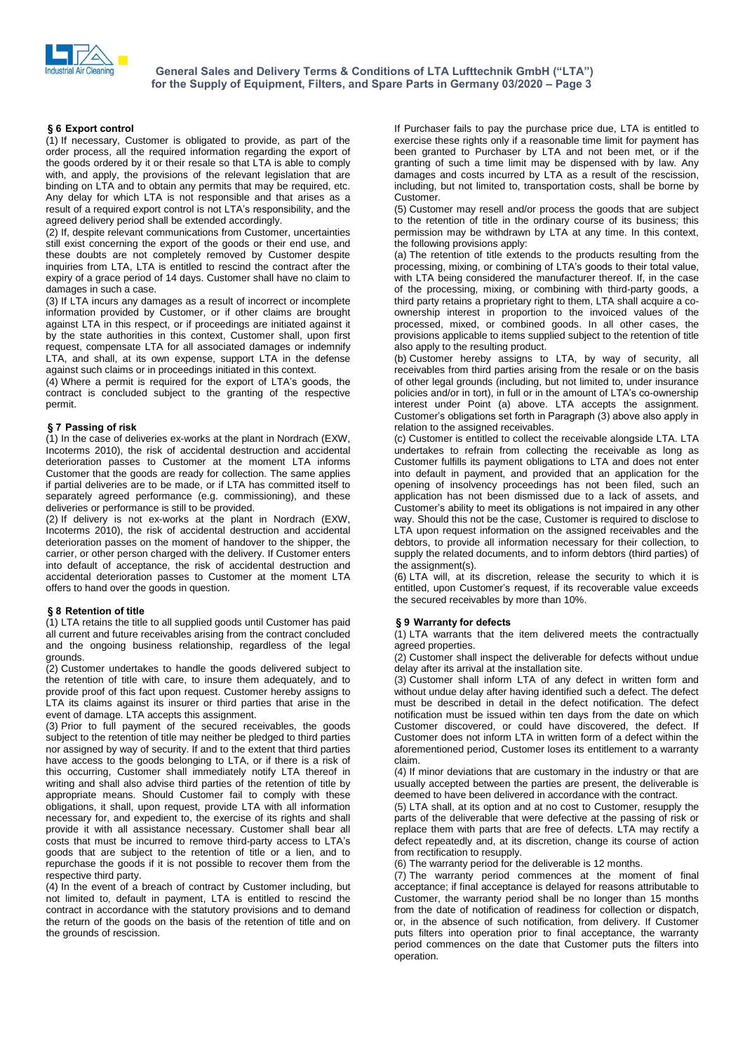## § 6 Export control

(1) If necessary, Customer is obligated to provide, as part of the order process, all the required information regarding the export of the goods ordered by it or their resale so that LTA is able to comply with, and apply, the provisions of the relevant legislation that are binding on LTA and to obtain any permits that may be required, etc. Any delay for which LTA is not responsible and that arises as a result of a required export control is not LTA's responsibility, and the agreed delivery period shall be extended accordingly.

(2) If, despite relevant communications from Customer, uncertainties still exist concerning the export of the goods or their end use, and these doubts are not completely removed by Customer despite inquiries from LTA, LTA is entitled to rescind the contract after the expiry of a grace period of 14 days. Customer shall have no claim to damages in such a case.

(3) If LTA incurs any damages as a result of incorrect or incomplete information provided by Customer, or if other claims are brought against LTA in this respect, or if proceedings are initiated against it by the state authorities in this context, Customer shall, upon first request, compensate LTA for all associated damages or indemnify LTA, and shall, at its own expense, support LTA in the defense against such claims or in proceedings initiated in this context.

(4) Where a permit is required for the export of LTA's goods, the contract is concluded subject to the granting of the respective permit.

## § 7 Passing of risk

(1) In the case of deliveries ex-works at the plant in Nordrach (EXW, Incoterms 2010), the risk of accidental destruction and accidental deterioration passes to Customer at the moment LTA informs Customer that the goods are ready for collection. The same applies if partial deliveries are to be made, or if LTA has committed itself to separately agreed performance (e.g. commissioning), and these deliveries or performance is still to be provided.

(2) If delivery is not ex-works at the plant in Nordrach (EXW, Incoterms 2010), the risk of accidental destruction and accidental deterioration passes on the moment of handover to the shipper, the carrier, or other person charged with the delivery. If Customer enters into default of acceptance, the risk of accidental destruction and accidental deterioration passes to Customer at the moment LTA offers to hand over the goods in question.

## § 8 Retention of title

(1) LTA retains the title to all supplied goods until Customer has paid all current and future receivables arising from the contract concluded and the ongoing business relationship, regardless of the legal grounds.

(2) Customer undertakes to handle the goods delivered subject to the retention of title with care, to insure them adequately, and to provide proof of this fact upon request. Customer hereby assigns to LTA its claims against its insurer or third parties that arise in the event of damage. LTA accepts this assignment.

(3) Prior to full payment of the secured receivables, the goods subject to the retention of title may neither be pledged to third parties nor assigned by way of security. If and to the extent that third parties have access to the goods belonging to LTA, or if there is a risk of this occurring, Customer shall immediately notify LTA thereof in writing and shall also advise third parties of the retention of title by appropriate means. Should Customer fail to comply with these obligations, it shall, upon request, provide LTA with all information necessary for, and expedient to, the exercise of its rights and shall provide it with all assistance necessary. Customer shall bear all costs that must be incurred to remove third-party access to LTA's goods that are subject to the retention of title or a lien, and to repurchase the goods if it is not possible to recover them from the respective third party.

(4) In the event of a breach of contract by Customer including, but not limited to, default in payment, LTA is entitled to rescind the contract in accordance with the statutory provisions and to demand the return of the goods on the basis of the retention of title and on the grounds of rescission.

If Purchaser fails to pay the purchase price due, LTA is entitled to exercise these rights only if a reasonable time limit for payment has been granted to Purchaser by LTA and not been met, or if the granting of such a time limit may be dispensed with by law. Any damages and costs incurred by LTA as a result of the rescission, including, but not limited to, transportation costs, shall be borne by Customer.

(5) Customer may resell and/or process the goods that are subject to the retention of title in the ordinary course of its business; this permission may be withdrawn by LTA at any time. In this context, the following provisions apply:

(a) The retention of title extends to the products resulting from the processing, mixing, or combining of LTA's goods to their total value, with LTA being considered the manufacturer thereof. If, in the case of the processing, mixing, or combining with third-party goods, a third party retains a proprietary right to them, LTA shall acquire a co-ownership interest in proportion to the invoiced values of the processed, mixed, or combined goods. In all other cases, the provisions applicable to items supplied subject to the retention of title also apply to the resulting product.

(b) Customer hereby assigns to LTA, by way of security, all receivables from third parties arising from the resale or on the basis of other legal grounds (including, but not limited to, under insurance policies and/or in tort), in full or in the amount of LTA's co-ownership interest under Point (a) above. LTA accepts the assignment. Customer's obligations set forth in Paragraph (3) above also apply in relation to the assigned receivables.

(c) Customer is entitled to collect the receivable alongside LTA. LTA undertakes to refrain from collecting the receivable as long as Customer fulfills its payment obligations to LTA and does not enter into default in payment, and provided that an application for the opening of insolvency proceedings has not been filed, such an application has not been dismissed due to a lack of assets, and Customer's ability to meet its obligations is not impaired in any other way. Should this not be the case, Customer is required to disclose to LTA upon request information on the assigned receivables and the debtors, to provide all information necessary for their collection, to supply the related documents, and to inform debtors (third parties) of the assignment(s).

(6) LTA will, at its discretion, release the security to which it is entitled, upon Customer's request, if its recoverable value exceeds the secured receivables by more than 10%.

## § 9 Warranty for defects

(1) LTA warrants that the item delivered meets the contractually agreed properties.

(2) Customer shall inspect the deliverable for defects without undue delay after its arrival at the installation site.

(3) Customer shall inform LTA of any defect in written form and without undue delay after having identified such a defect. The defect must be described in detail in the defect notification. The defect notification must be issued within ten days from the date on which Customer discovered, or could have discovered, the defect. If Customer does not inform LTA in written form of a defect within the aforementioned period, Customer loses its entitlement to a warranty claim.

(4) If minor deviations that are customary in the industry or that are usually accepted between the parties are present, the deliverable is deemed to have been delivered in accordance with the contract.

(5) LTA shall, at its option and at no cost to Customer, resupply the parts of the deliverable that were defective at the passing of risk or replace them with parts that are free of defects. LTA may rectify a defect repeatedly and, at its discretion, change its course of action from rectification to resupply.

(6) The warranty period for the deliverable is 12 months.

(7) The warranty period commences at the moment of final acceptance; if final acceptance is delayed for reasons attributable to Customer, the warranty period shall be no longer than 15 months from the date of notification of readiness for collection or dispatch, or, in the absence of such notification, from delivery. If Customer puts filters into operation prior to final acceptance, the warranty period commences on the date that Customer puts the filters into operation.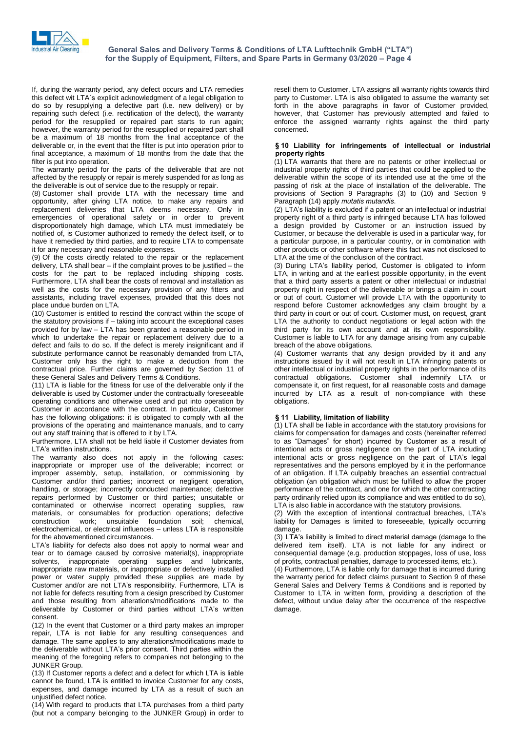If, during the warranty period, any defect occurs and LTA remedies this defect wit LTA´s explicit acknowledgment of a legal obligation to do so by resupplying a defective part (i.e. new delivery) or by repairing such defect (i.e. rectification of the defect), the warranty period for the resupplied or repaired part starts to run again; however, the warranty period for the resupplied or repaired part shall be a maximum of 18 months from the final acceptance of the deliverable or, in the event that the filter is put into operation prior to final acceptance, a maximum of 18 months from the date that the filter is put into operation.

The warranty period for the parts of the deliverable that are not affected by the resupply or repair is merely suspended for as long as the deliverable is out of service due to the resupply or repair.

(8) Customer shall provide LTA with the necessary time and opportunity, after giving LTA notice, to make any repairs and replacement deliveries that LTA deems necessary. Only in emergencies of operational safety or in order to prevent disproportionately high damage, which LTA must immediately be notified of, is Customer authorized to remedy the defect itself, or to have it remedied by third parties, and to require LTA to compensate it for any necessary and reasonable expenses.

(9) Of the costs directly related to the repair or the replacement delivery, LTA shall bear – if the complaint proves to be justified – the costs for the part to be replaced including shipping costs. Furthermore, LTA shall bear the costs of removal and installation as well as the costs for the necessary provision of any fitters and assistants, including travel expenses, provided that this does not place undue burden on LTA.

(10) Customer is entitled to rescind the contract within the scope of the statutory provisions if – taking into account the exceptional cases provided for by law – LTA has been granted a reasonable period in which to undertake the repair or replacement delivery due to a defect and fails to do so. If the defect is merely insignificant and if substitute performance cannot be reasonably demanded from LTA, Customer only has the right to make a deduction from the contractual price. Further claims are governed by Section 11 of these General Sales and Delivery Terms & Conditions.

(11) LTA is liable for the fitness for use of the deliverable only if the deliverable is used by Customer under the contractually foreseeable operating conditions and otherwise used and put into operation by Customer in accordance with the contract. In particular, Customer has the following obligations: it is obligated to comply with all the provisions of the operating and maintenance manuals, and to carry out any staff training that is offered to it by LTA.

Furthermore, LTA shall not be held liable if Customer deviates from LTA's written instructions.

The warranty also does not apply in the following cases: inappropriate or improper use of the deliverable; incorrect or improper assembly, setup, installation, or commissioning by Customer and/or third parties; incorrect or negligent operation, handling, or storage; incorrectly conducted maintenance; defective repairs performed by Customer or third parties; unsuitable or contaminated or otherwise incorrect operating supplies, raw materials, or consumables for production operations; defective construction work; unsuitable foundation soil; chemical, electrochemical, or electrical influences – unless LTA is responsible for the abovementioned circumstances.

LTA's liability for defects also does not apply to normal wear and tear or to damage caused by corrosive material(s), inappropriate solvents, inappropriate operating supplies and lubricants, inappropriate raw materials, or inappropriate or defectively installed power or water supply provided these supplies are made by Customer and/or are not LTA's responsibility. Furthermore, LTA is not liable for defects resulting from a design prescribed by Customer and those resulting from alterations/modifications made to the deliverable by Customer or third parties without LTA's written consent.

(12) In the event that Customer or a third party makes an improper repair, LTA is not liable for any resulting consequences and damage. The same applies to any alterations/modifications made to the deliverable without LTA's prior consent. Third parties within the meaning of the foregoing refers to companies not belonging to the JUNKER Group.

(13) If Customer reports a defect and a defect for which LTA is liable cannot be found, LTA is entitled to invoice Customer for any costs, expenses, and damage incurred by LTA as a result of such an unjustified defect notice.

(14) With regard to products that LTA purchases from a third party (but not a company belonging to the JUNKER Group) in order to resell them to Customer, LTA assigns all warranty rights towards third party to Customer. LTA is also obligated to assume the warranty set forth in the above paragraphs in favor of Customer provided, however, that Customer has previously attempted and failed to enforce the assigned warranty rights against the third party concerned.

**§ 10 Liability for infringements of intellectual or industrial property rights**

(1) LTA warrants that there are no patents or other intellectual or industrial property rights of third parties that could be applied to the deliverable within the scope of its intended use at the time of the passing of risk at the place of installation of the deliverable. The provisions of Section 9 Paragraphs (3) to (10) and Section 9 Paragraph (14) apply *mutatis mutandis*.

(2) LTA's liability is excluded if a patent or an intellectual or industrial property right of a third party is infringed because LTA has followed a design provided by Customer or an instruction issued by Customer, or because the deliverable is used in a particular way, for a particular purpose, in a particular country, or in combination with other products or other software where this fact was not disclosed to LTA at the time of the conclusion of the contract.

(3) During LTA's liability period, Customer is obligated to inform LTA, in writing and at the earliest possible opportunity, in the event that a third party asserts a patent or other intellectual or industrial property right in respect of the deliverable or brings a claim in court or out of court. Customer will provide LTA with the opportunity to respond before Customer acknowledges any claim brought by a third party in court or out of court. Customer must, on request, grant LTA the authority to conduct negotiations or legal action with the third party for its own account and at its own responsibility. Customer is liable to LTA for any damage arising from any culpable breach of the above obligations.

(4) Customer warrants that any design provided by it and any instructions issued by it will not result in LTA infringing patents or other intellectual or industrial property rights in the performance of its contractual obligations. Customer shall indemnify LTA or compensate it, on first request, for all reasonable costs and damage incurred by LTA as a result of non-compliance with these obligations.

**§ 11 Liability, limitation of liability**

(1) LTA shall be liable in accordance with the statutory provisions for claims for compensation for damages and costs (hereinafter referred to as "Damages" for short) incurred by Customer as a result of intentional acts or gross negligence on the part of LTA including intentional acts or gross negligence on the part of LTA's legal representatives and the persons employed by it in the performance of an obligation. If LTA culpably breaches an essential contractual obligation (an obligation which must be fulfilled to allow the proper performance of the contract, and one for which the other contracting party ordinarily relied upon its compliance and was entitled to do so), LTA is also liable in accordance with the statutory provisions.

(2) With the exception of intentional contractual breaches, LTA's liability for Damages is limited to foreseeable, typically occurring damage.

(3) LTA's liability is limited to direct material damage (damage to the delivered item itself). LTA is not liable for any indirect or consequential damage (e.g. production stoppages, loss of use, loss of profits, contractual penalties, damage to processed items, etc.).

(4) Furthermore, LTA is liable only for damage that is incurred during the warranty period for defect claims pursuant to Section 9 of these General Sales and Delivery Terms & Conditions and is reported by Customer to LTA in written form, providing a description of the defect, without undue delay after the occurrence of the respective damage.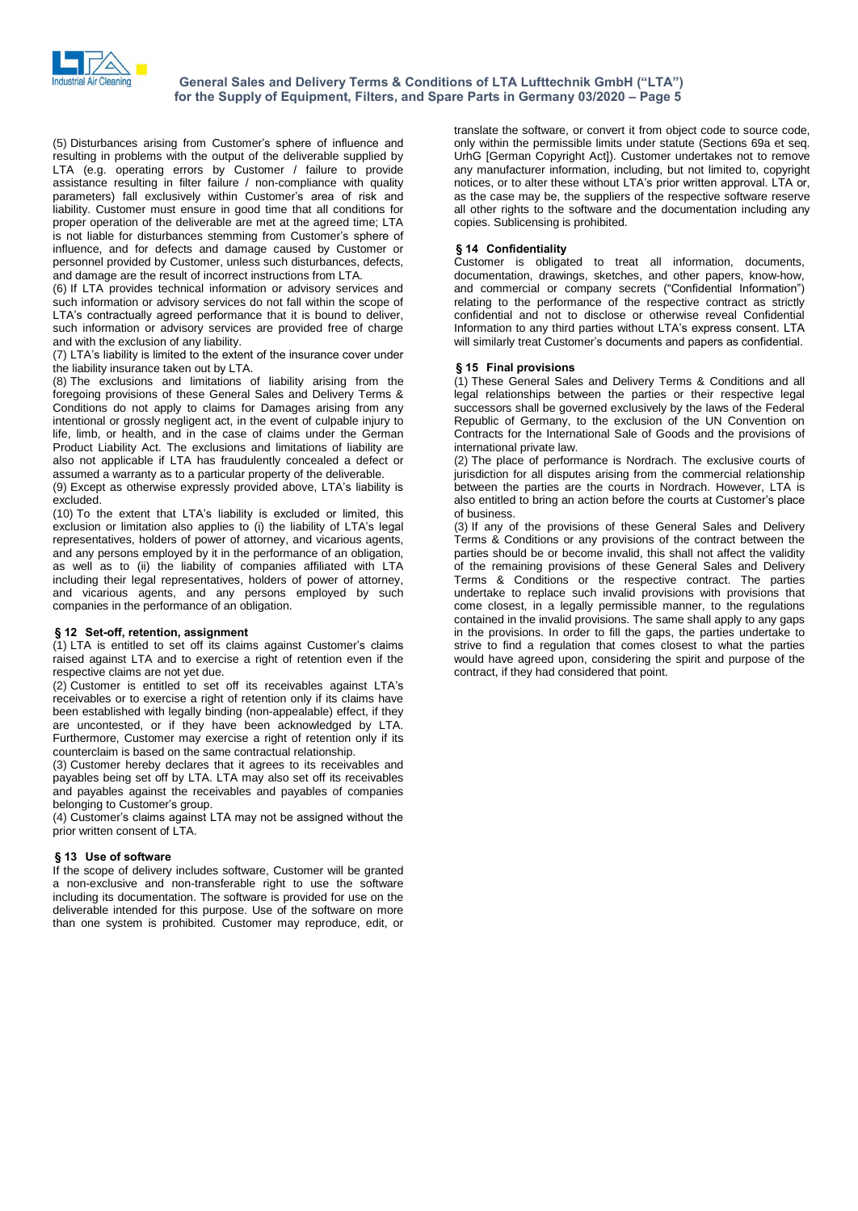(5) Disturbances arising from Customer's sphere of influence and resulting in problems with the output of the deliverable supplied by LTA (e.g. operating errors by Customer / failure to provide assistance resulting in filter failure / non-compliance with quality parameters) fall exclusively within Customer's area of risk and liability. Customer must ensure in good time that all conditions for proper operation of the deliverable are met at the agreed time; LTA is not liable for disturbances stemming from Customer's sphere of influence, and for defects and damage caused by Customer or personnel provided by Customer, unless such disturbances, defects, and damage are the result of incorrect instructions from LTA.

(6) If LTA provides technical information or advisory services and such information or advisory services do not fall within the scope of LTA's contractually agreed performance that it is bound to deliver, such information or advisory services are provided free of charge and with the exclusion of any liability.

(7) LTA's liability is limited to the extent of the insurance cover under the liability insurance taken out by LTA.

(8) The exclusions and limitations of liability arising from the foregoing provisions of these General Sales and Delivery Terms & Conditions do not apply to claims for Damages arising from any intentional or grossly negligent act, in the event of culpable injury to life, limb, or health, and in the case of claims under the German Product Liability Act. The exclusions and limitations of liability are also not applicable if LTA has fraudulently concealed a defect or assumed a warranty as to a particular property of the deliverable.

(9) Except as otherwise expressly provided above, LTA's liability is excluded.

(10) To the extent that LTA's liability is excluded or limited, this exclusion or limitation also applies to (i) the liability of LTA's legal representatives, holders of power of attorney, and vicarious agents, and any persons employed by it in the performance of an obligation, as well as to (ii) the liability of companies affiliated with LTA including their legal representatives, holders of power of attorney, and vicarious agents, and any persons employed by such companies in the performance of an obligation.

### § 12 Set-off, retention, assignment

(1) LTA is entitled to set off its claims against Customer's claims raised against LTA and to exercise a right of retention even if the respective claims are not yet due.

(2) Customer is entitled to set off its receivables against LTA's receivables or to exercise a right of retention only if its claims have been established with legally binding (non-appealable) effect, if they are uncontested, or if they have been acknowledged by LTA. Furthermore, Customer may exercise a right of retention only if its counterclaim is based on the same contractual relationship.

(3) Customer hereby declares that it agrees to its receivables and payables being set off by LTA. LTA may also set off its receivables and payables against the receivables and payables of companies belonging to Customer's group.

(4) Customer's claims against LTA may not be assigned without the prior written consent of LTA.

### § 13 Use of software

If the scope of delivery includes software, Customer will be granted a non-exclusive and non-transferable right to use the software including its documentation. The software is provided for use on the deliverable intended for this purpose. Use of the software on more than one system is prohibited. Customer may reproduce, edit, or translate the software, or convert it from object code to source code, only within the permissible limits under statute (Sections 69a et seq. UrhG [German Copyright Act]). Customer undertakes not to remove any manufacturer information, including, but not limited to, copyright notices, or to alter these without LTA's prior written approval. LTA or, as the case may be, the suppliers of the respective software reserve all other rights to the software and the documentation including any copies. Sublicensing is prohibited.

### § 14 Confidentiality

Customer is obligated to treat all information, documents, documentation, drawings, sketches, and other papers, know-how, and commercial or company secrets ("Confidential Information") relating to the performance of the respective contract as strictly confidential and not to disclose or otherwise reveal Confidential Information to any third parties without LTA's express consent. LTA will similarly treat Customer's documents and papers as confidential.

### § 15 Final provisions

(1) These General Sales and Delivery Terms & Conditions and all legal relationships between the parties or their respective legal successors shall be governed exclusively by the laws of the Federal Republic of Germany, to the exclusion of the UN Convention on Contracts for the International Sale of Goods and the provisions of international private law.

(2) The place of performance is Nordrach. The exclusive courts of jurisdiction for all disputes arising from the commercial relationship between the parties are the courts in Nordrach. However, LTA is also entitled to bring an action before the courts at Customer's place of business.

(3) If any of the provisions of these General Sales and Delivery Terms & Conditions or any provisions of the contract between the parties should be or become invalid, this shall not affect the validity of the remaining provisions of these General Sales and Delivery Terms & Conditions or the respective contract. The parties undertake to replace such invalid provisions with provisions that come closest, in a legally permissible manner, to the regulations contained in the invalid provisions. The same shall apply to any gaps in the provisions. In order to fill the gaps, the parties undertake to strive to find a regulation that comes closest to what the parties would have agreed upon, considering the spirit and purpose of the contract, if they had considered that point.